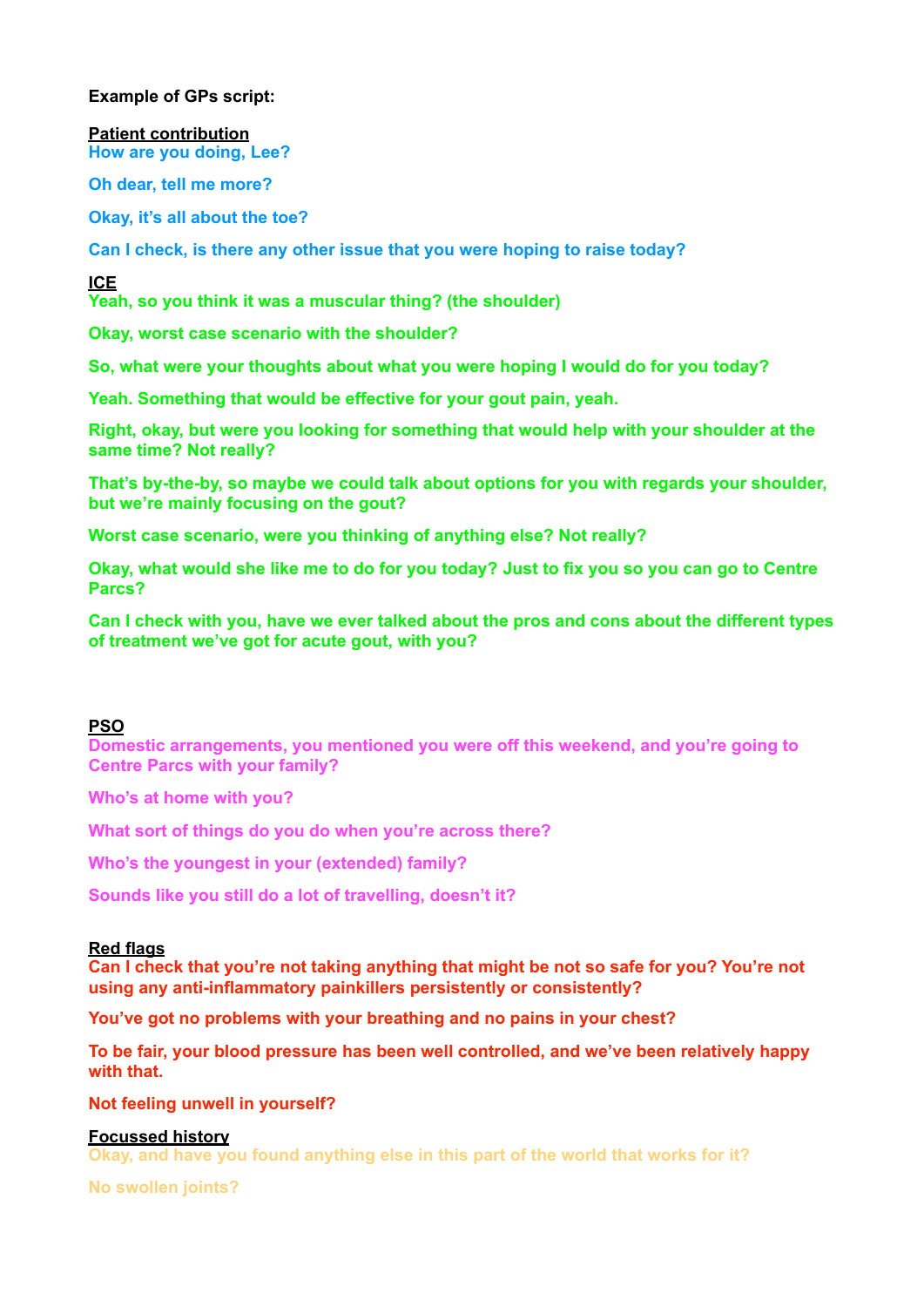**Example of GPs script:**

**Patient contribution**

**How are you doing, Lee?**

**Oh dear, tell me more?**

**Okay, it's all about the toe?**

**Can I check, is there any other issue that you were hoping to raise today?**

**ICE**

**Yeah, so you think it was a muscular thing? (the shoulder)**

**Okay, worst case scenario with the shoulder?**

**So, what were your thoughts about what you were hoping I would do for you today?**

**Yeah. Something that would be effective for your gout pain, yeah.**

**Right, okay, but were you looking for something that would help with your shoulder at the same time? Not really?**

**That's by-the-by, so maybe we could talk about options for you with regards your shoulder, but we're mainly focusing on the gout?**

**Worst case scenario, were you thinking of anything else? Not really?**

**Okay, what would she like me to do for you today? Just to fix you so you can go to Centre Parcs?**

**Can I check with you, have we ever talked about the pros and cons about the different types of treatment we've got for acute gout, with you?**

**PSO**

**Domestic arrangements, you mentioned you were off this weekend, and you're going to Centre Parcs with your family?**

**Who's at home with you?**

**What sort of things do you do when you're across there?**

**Who's the youngest in your (extended) family?**

**Sounds like you still do a lot of travelling, doesn't it?**

**Red flags**

**Can I check that you're not taking anything that might be not so safe for you? You're not using any anti-inflammatory painkillers persistently or consistently?**

**You've got no problems with your breathing and no pains in your chest?**

**To be fair, your blood pressure has been well controlled, and we've been relatively happy with that.**

**Not feeling unwell in yourself?**

**Focussed history**

**Okay, and have you found anything else in this part of the world that works for it?**

**No swollen joints?**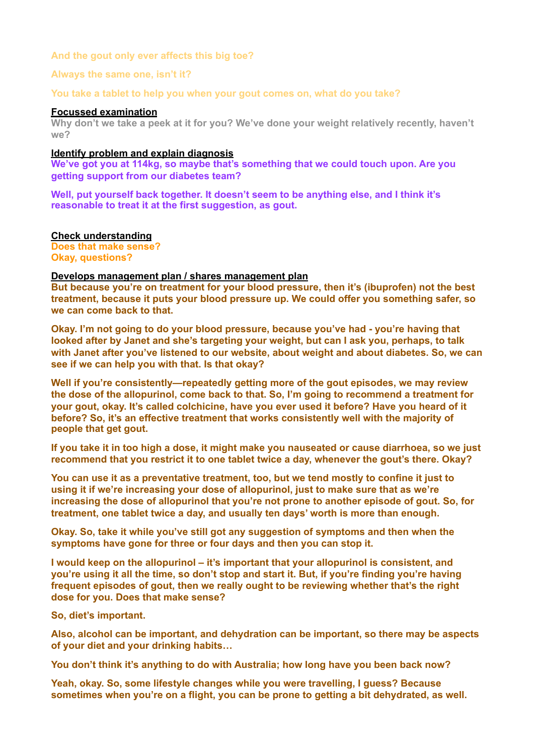**And the gout only ever affects this big toe?**

**Always the same one, isn't it?**

**You take a tablet to help you when your gout comes on, what do you take?**

**<u>Focussed examination</u>**

**Why don't we take a peek at it for you? We've done your weight relatively recently, haven't we?**

**<u>Identify problem and explain diagnosis</u>**

**We've got you at 114kg, so maybe that's something that we could touch upon. Are you getting support from our diabetes team?**

**Well, put yourself back together. It doesn't seem to be anything else, and I think it's reasonable to treat it at the first suggestion, as gout.**

**<u>Check understanding</u>**

**Does that make sense?**
**Okay, questions?**

**<u>Develops management plan / shares management plan</u>**

**But because you're on treatment for your blood pressure, then it's (ibuprofen) not the best treatment, because it puts your blood pressure up. We could offer you something safer, so we can come back to that.**

**Okay. I'm not going to do your blood pressure, because you've had - you're having that looked after by Janet and she's targeting your weight, but can I ask you, perhaps, to talk with Janet after you've listened to our website, about weight and about diabetes. So, we can see if we can help you with that. Is that okay?**

**Well if you're consistently—repeatedly getting more of the gout episodes, we may review the dose of the allopurinol, come back to that. So, I'm going to recommend a treatment for your gout, okay. It's called colchicine, have you ever used it before? Have you heard of it before? So, it's an effective treatment that works consistently well with the majority of people that get gout.**

**If you take it in too high a dose, it might make you nauseated or cause diarrhoea, so we just recommend that you restrict it to one tablet twice a day, whenever the gout's there. Okay?**

**You can use it as a preventative treatment, too, but we tend mostly to confine it just to using it if we're increasing your dose of allopurinol, just to make sure that as we're increasing the dose of allopurinol that you're not prone to another episode of gout. So, for treatment, one tablet twice a day, and usually ten days' worth is more than enough.**

**Okay. So, take it while you've still got any suggestion of symptoms and then when the symptoms have gone for three or four days and then you can stop it.**

**I would keep on the allopurinol – it's important that your allopurinol is consistent, and you're using it all the time, so don't stop and start it. But, if you're finding you're having frequent episodes of gout, then we really ought to be reviewing whether that's the right dose for you. Does that make sense?**

**So, diet's important.**

**Also, alcohol can be important, and dehydration can be important, so there may be aspects of your diet and your drinking habits…**

**You don't think it's anything to do with Australia; how long have you been back now?**

**Yeah, okay. So, some lifestyle changes while you were travelling, I guess? Because sometimes when you're on a flight, you can be prone to getting a bit dehydrated, as well.**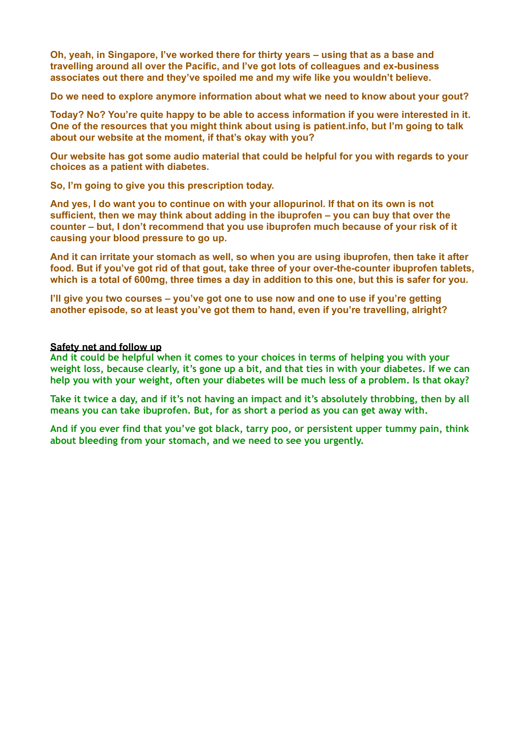**Oh, yeah, in Singapore, I've worked there for thirty years – using that as a base and travelling around all over the Pacific, and I've got lots of colleagues and ex-business associates out there and they've spoiled me and my wife like you wouldn't believe.**

**Do we need to explore anymore information about what we need to know about your gout?**

**Today? No? You're quite happy to be able to access information if you were interested in it. One of the resources that you might think about using is patient.info, but I'm going to talk about our website at the moment, if that's okay with you?**

**Our website has got some audio material that could be helpful for you with regards to your choices as a patient with diabetes.**

**So, I'm going to give you this prescription today.**

**And yes, I do want you to continue on with your allopurinol. If that on its own is not sufficient, then we may think about adding in the ibuprofen – you can buy that over the counter – but, I don't recommend that you use ibuprofen much because of your risk of it causing your blood pressure to go up.**

**And it can irritate your stomach as well, so when you are using ibuprofen, then take it after food. But if you've got rid of that gout, take three of your over-the-counter ibuprofen tablets, which is a total of 600mg, three times a day in addition to this one, but this is safer for you.**

**I'll give you two courses – you've got one to use now and one to use if you're getting another episode, so at least you've got them to hand, even if you're travelling, alright?**

**Safety net and follow up**

**And it could be helpful when it comes to your choices in terms of helping you with your weight loss, because clearly, it's gone up a bit, and that ties in with your diabetes. If we can help you with your weight, often your diabetes will be much less of a problem. Is that okay?**

**Take it twice a day, and if it's not having an impact and it's absolutely throbbing, then by all means you can take ibuprofen. But, for as short a period as you can get away with.**

**And if you ever find that you've got black, tarry poo, or persistent upper tummy pain, think about bleeding from your stomach, and we need to see you urgently.**